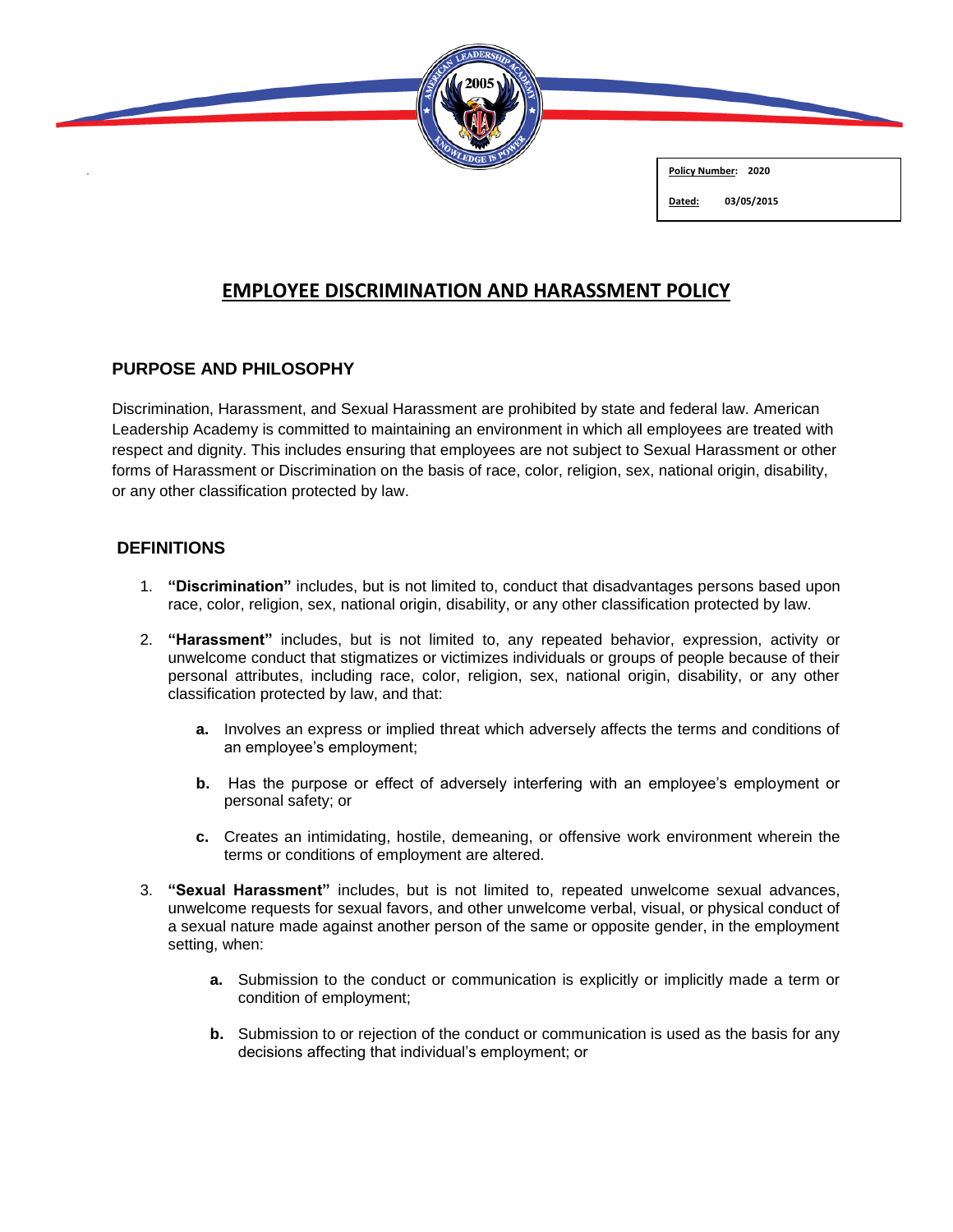**Policy Number:** 2020

**Dated:** 03/05/2015

# EMPLOYEE DISCRIMINATION AND HARASSMENT POLICY

## PURPOSE AND PHILOSOPHY

Discrimination, Harassment, and Sexual Harassment are prohibited by state and federal law. American Leadership Academy is committed to maintaining an environment in which all employees are treated with respect and dignity. This includes ensuring that employees are not subject to Sexual Harassment or other forms of Harassment or Discrimination on the basis of race, color, religion, sex, national origin, disability, or any other classification protected by law.

## DEFINITIONS

1. **"Discrimination"** includes, but is not limited to, conduct that disadvantages persons based upon race, color, religion, sex, national origin, disability, or any other classification protected by law.

2. **"Harassment"** includes, but is not limited to, any repeated behavior, expression, activity or unwelcome conduct that stigmatizes or victimizes individuals or groups of people because of their personal attributes, including race, color, religion, sex, national origin, disability, or any other classification protected by law, and that:

   **a.** Involves an express or implied threat which adversely affects the terms and conditions of an employee's employment;

   **b.** Has the purpose or effect of adversely interfering with an employee's employment or personal safety; or

   **c.** Creates an intimidating, hostile, demeaning, or offensive work environment wherein the terms or conditions of employment are altered.

3. **"Sexual Harassment"** includes, but is not limited to, repeated unwelcome sexual advances, unwelcome requests for sexual favors, and other unwelcome verbal, visual, or physical conduct of a sexual nature made against another person of the same or opposite gender, in the employment setting, when:

   **a.** Submission to the conduct or communication is explicitly or implicitly made a term or condition of employment;

   **b.** Submission to or rejection of the conduct or communication is used as the basis for any decisions affecting that individual's employment; or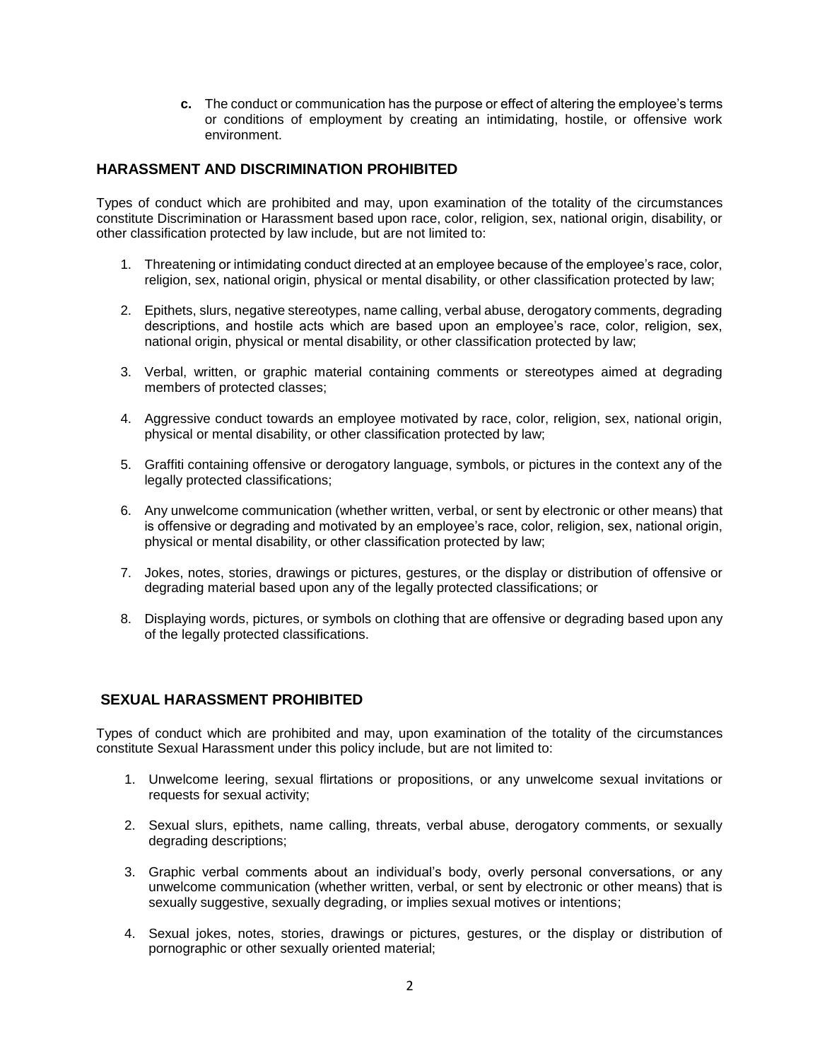c. The conduct or communication has the purpose or effect of altering the employee's terms or conditions of employment by creating an intimidating, hostile, or offensive work environment.

## HARASSMENT AND DISCRIMINATION PROHIBITED

Types of conduct which are prohibited and may, upon examination of the totality of the circumstances constitute Discrimination or Harassment based upon race, color, religion, sex, national origin, disability, or other classification protected by law include, but are not limited to:

1. Threatening or intimidating conduct directed at an employee because of the employee's race, color, religion, sex, national origin, physical or mental disability, or other classification protected by law;

2. Epithets, slurs, negative stereotypes, name calling, verbal abuse, derogatory comments, degrading descriptions, and hostile acts which are based upon an employee's race, color, religion, sex, national origin, physical or mental disability, or other classification protected by law;

3. Verbal, written, or graphic material containing comments or stereotypes aimed at degrading members of protected classes;

4. Aggressive conduct towards an employee motivated by race, color, religion, sex, national origin, physical or mental disability, or other classification protected by law;

5. Graffiti containing offensive or derogatory language, symbols, or pictures in the context any of the legally protected classifications;

6. Any unwelcome communication (whether written, verbal, or sent by electronic or other means) that is offensive or degrading and motivated by an employee's race, color, religion, sex, national origin, physical or mental disability, or other classification protected by law;

7. Jokes, notes, stories, drawings or pictures, gestures, or the display or distribution of offensive or degrading material based upon any of the legally protected classifications; or

8. Displaying words, pictures, or symbols on clothing that are offensive or degrading based upon any of the legally protected classifications.

## SEXUAL HARASSMENT PROHIBITED

Types of conduct which are prohibited and may, upon examination of the totality of the circumstances constitute Sexual Harassment under this policy include, but are not limited to:

1. Unwelcome leering, sexual flirtations or propositions, or any unwelcome sexual invitations or requests for sexual activity;

2. Sexual slurs, epithets, name calling, threats, verbal abuse, derogatory comments, or sexually degrading descriptions;

3. Graphic verbal comments about an individual's body, overly personal conversations, or any unwelcome communication (whether written, verbal, or sent by electronic or other means) that is sexually suggestive, sexually degrading, or implies sexual motives or intentions;

4. Sexual jokes, notes, stories, drawings or pictures, gestures, or the display or distribution of pornographic or other sexually oriented material;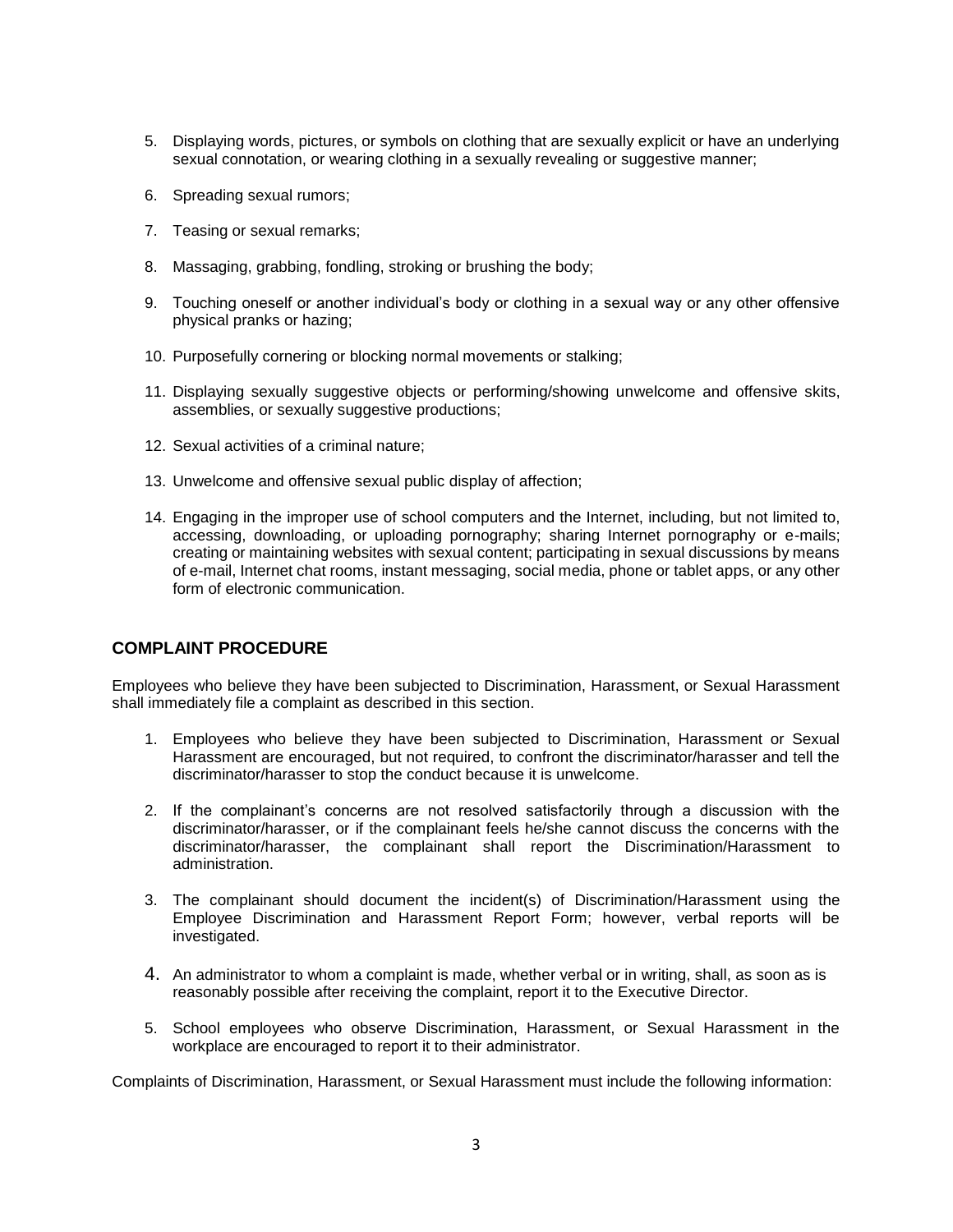5. Displaying words, pictures, or symbols on clothing that are sexually explicit or have an underlying sexual connotation, or wearing clothing in a sexually revealing or suggestive manner;

6. Spreading sexual rumors;

7. Teasing or sexual remarks;

8. Massaging, grabbing, fondling, stroking or brushing the body;

9. Touching oneself or another individual's body or clothing in a sexual way or any other offensive physical pranks or hazing;

10. Purposefully cornering or blocking normal movements or stalking;

11. Displaying sexually suggestive objects or performing/showing unwelcome and offensive skits, assemblies, or sexually suggestive productions;

12. Sexual activities of a criminal nature;

13. Unwelcome and offensive sexual public display of affection;

14. Engaging in the improper use of school computers and the Internet, including, but not limited to, accessing, downloading, or uploading pornography; sharing Internet pornography or e-mails; creating or maintaining websites with sexual content; participating in sexual discussions by means of e-mail, Internet chat rooms, instant messaging, social media, phone or tablet apps, or any other form of electronic communication.

## COMPLAINT PROCEDURE

Employees who believe they have been subjected to Discrimination, Harassment, or Sexual Harassment shall immediately file a complaint as described in this section.

1. Employees who believe they have been subjected to Discrimination, Harassment or Sexual Harassment are encouraged, but not required, to confront the discriminator/harasser and tell the discriminator/harasser to stop the conduct because it is unwelcome.

2. If the complainant's concerns are not resolved satisfactorily through a discussion with the discriminator/harasser, or if the complainant feels he/she cannot discuss the concerns with the discriminator/harasser, the complainant shall report the Discrimination/Harassment to administration.

3. The complainant should document the incident(s) of Discrimination/Harassment using the Employee Discrimination and Harassment Report Form; however, verbal reports will be investigated.

4. An administrator to whom a complaint is made, whether verbal or in writing, shall, as soon as is reasonably possible after receiving the complaint, report it to the Executive Director.

5. School employees who observe Discrimination, Harassment, or Sexual Harassment in the workplace are encouraged to report it to their administrator.

Complaints of Discrimination, Harassment, or Sexual Harassment must include the following information: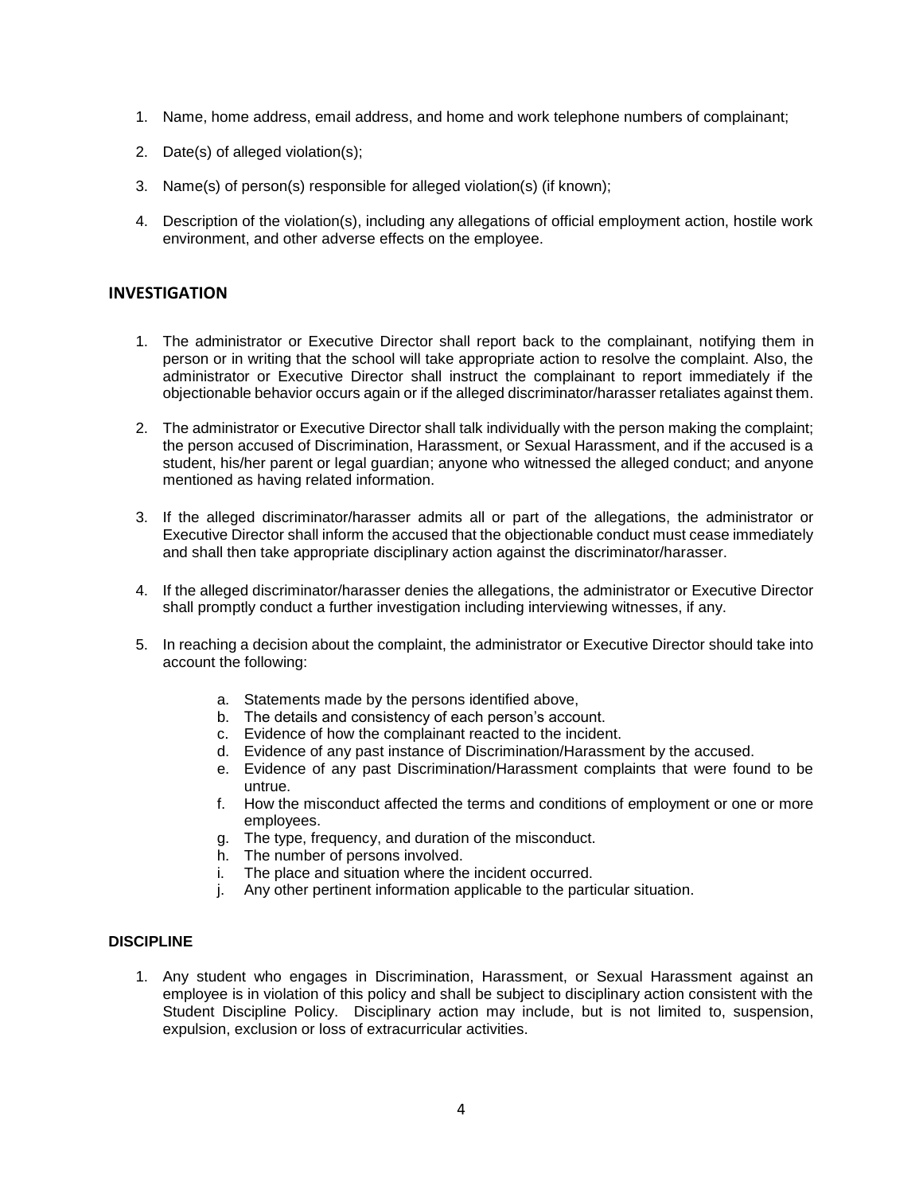1. Name, home address, email address, and home and work telephone numbers of complainant;

2. Date(s) of alleged violation(s);

3. Name(s) of person(s) responsible for alleged violation(s) (if known);

4. Description of the violation(s), including any allegations of official employment action, hostile work environment, and other adverse effects on the employee.

## INVESTIGATION

1. The administrator or Executive Director shall report back to the complainant, notifying them in person or in writing that the school will take appropriate action to resolve the complaint. Also, the administrator or Executive Director shall instruct the complainant to report immediately if the objectionable behavior occurs again or if the alleged discriminator/harasser retaliates against them.

2. The administrator or Executive Director shall talk individually with the person making the complaint; the person accused of Discrimination, Harassment, or Sexual Harassment, and if the accused is a student, his/her parent or legal guardian; anyone who witnessed the alleged conduct; and anyone mentioned as having related information.

3. If the alleged discriminator/harasser admits all or part of the allegations, the administrator or Executive Director shall inform the accused that the objectionable conduct must cease immediately and shall then take appropriate disciplinary action against the discriminator/harasser.

4. If the alleged discriminator/harasser denies the allegations, the administrator or Executive Director shall promptly conduct a further investigation including interviewing witnesses, if any.

5. In reaching a decision about the complaint, the administrator or Executive Director should take into account the following:

   a. Statements made by the persons identified above,
   b. The details and consistency of each person's account.
   c. Evidence of how the complainant reacted to the incident.
   d. Evidence of any past instance of Discrimination/Harassment by the accused.
   e. Evidence of any past Discrimination/Harassment complaints that were found to be untrue.
   f. How the misconduct affected the terms and conditions of employment or one or more employees.
   g. The type, frequency, and duration of the misconduct.
   h. The number of persons involved.
   i. The place and situation where the incident occurred.
   j. Any other pertinent information applicable to the particular situation.

### DISCIPLINE

1. Any student who engages in Discrimination, Harassment, or Sexual Harassment against an employee is in violation of this policy and shall be subject to disciplinary action consistent with the Student Discipline Policy. Disciplinary action may include, but is not limited to, suspension, expulsion, exclusion or loss of extracurricular activities.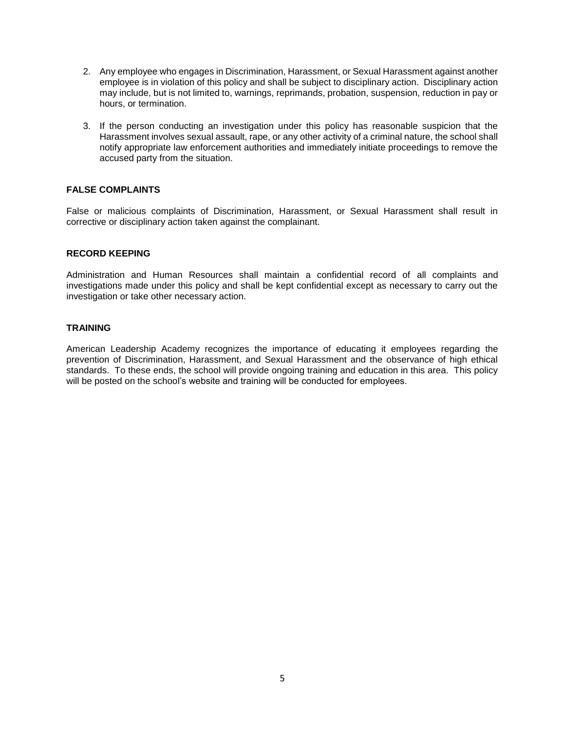2. Any employee who engages in Discrimination, Harassment, or Sexual Harassment against another employee is in violation of this policy and shall be subject to disciplinary action. Disciplinary action may include, but is not limited to, warnings, reprimands, probation, suspension, reduction in pay or hours, or termination.

3. If the person conducting an investigation under this policy has reasonable suspicion that the Harassment involves sexual assault, rape, or any other activity of a criminal nature, the school shall notify appropriate law enforcement authorities and immediately initiate proceedings to remove the accused party from the situation.

**FALSE COMPLAINTS**

False or malicious complaints of Discrimination, Harassment, or Sexual Harassment shall result in corrective or disciplinary action taken against the complainant.

**RECORD KEEPING**

Administration and Human Resources shall maintain a confidential record of all complaints and investigations made under this policy and shall be kept confidential except as necessary to carry out the investigation or take other necessary action.

**TRAINING**

American Leadership Academy recognizes the importance of educating it employees regarding the prevention of Discrimination, Harassment, and Sexual Harassment and the observance of high ethical standards. To these ends, the school will provide ongoing training and education in this area. This policy will be posted on the school's website and training will be conducted for employees.